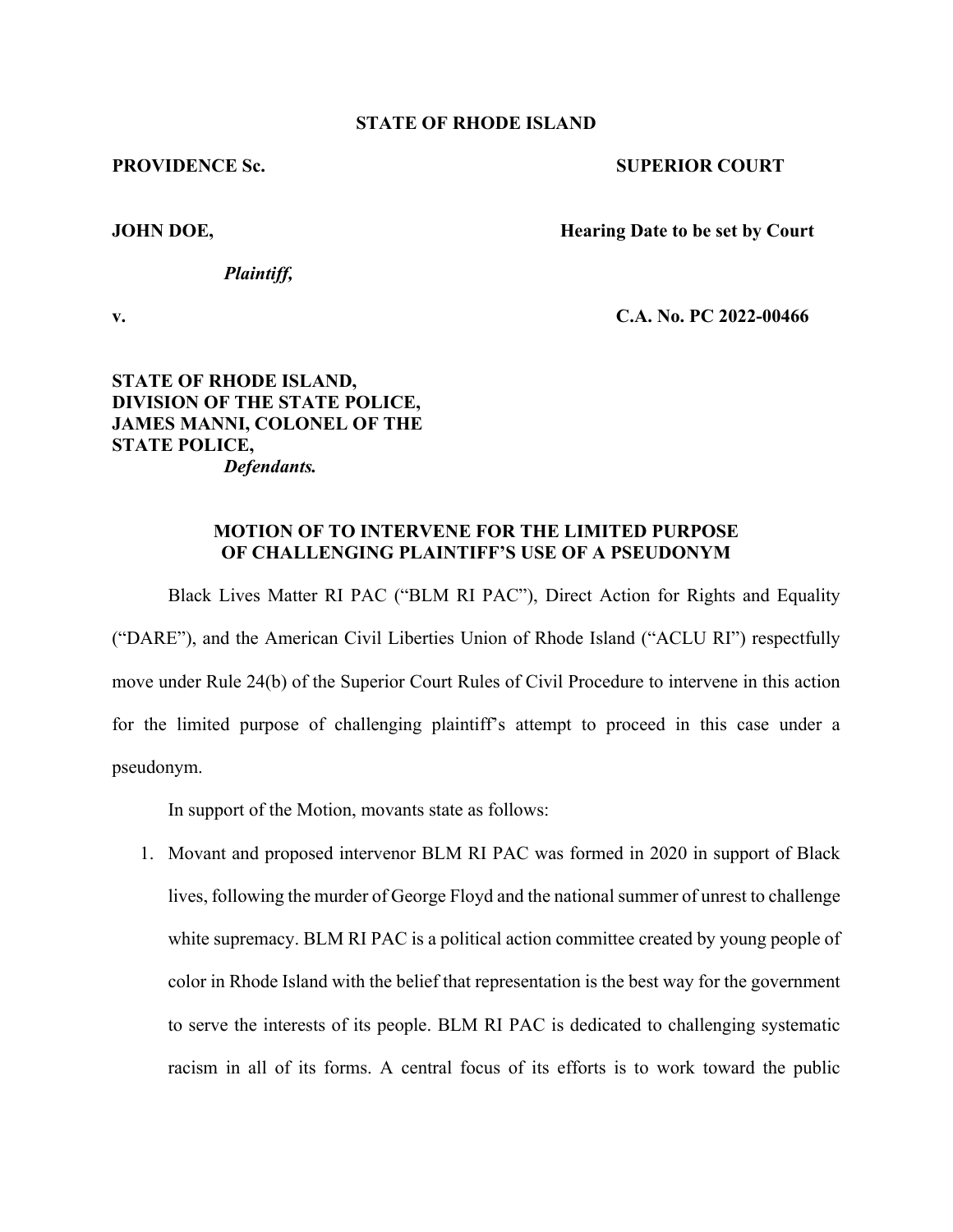**STATE OF RHODE ISLAND**

**PROVIDENCE Sc.** **SUPERIOR COURT**

**JOHN DOE,** **Hearing Date to be set by Court**

*Plaintiff,*

**v.** **C.A. No. PC 2022-00466**

**STATE OF RHODE ISLAND,**
**DIVISION OF THE STATE POLICE,**
**JAMES MANNI, COLONEL OF THE**
**STATE POLICE,**
*Defendants.*

**MOTION OF TO INTERVENE FOR THE LIMITED PURPOSE OF CHALLENGING PLAINTIFF'S USE OF A PSEUDONYM**

Black Lives Matter RI PAC ("BLM RI PAC"), Direct Action for Rights and Equality ("DARE"), and the American Civil Liberties Union of Rhode Island ("ACLU RI") respectfully move under Rule 24(b) of the Superior Court Rules of Civil Procedure to intervene in this action for the limited purpose of challenging plaintiff's attempt to proceed in this case under a pseudonym.

In support of the Motion, movants state as follows:

1. Movant and proposed intervenor BLM RI PAC was formed in 2020 in support of Black lives, following the murder of George Floyd and the national summer of unrest to challenge white supremacy. BLM RI PAC is a political action committee created by young people of color in Rhode Island with the belief that representation is the best way for the government to serve the interests of its people. BLM RI PAC is dedicated to challenging systematic racism in all of its forms. A central focus of its efforts is to work toward the public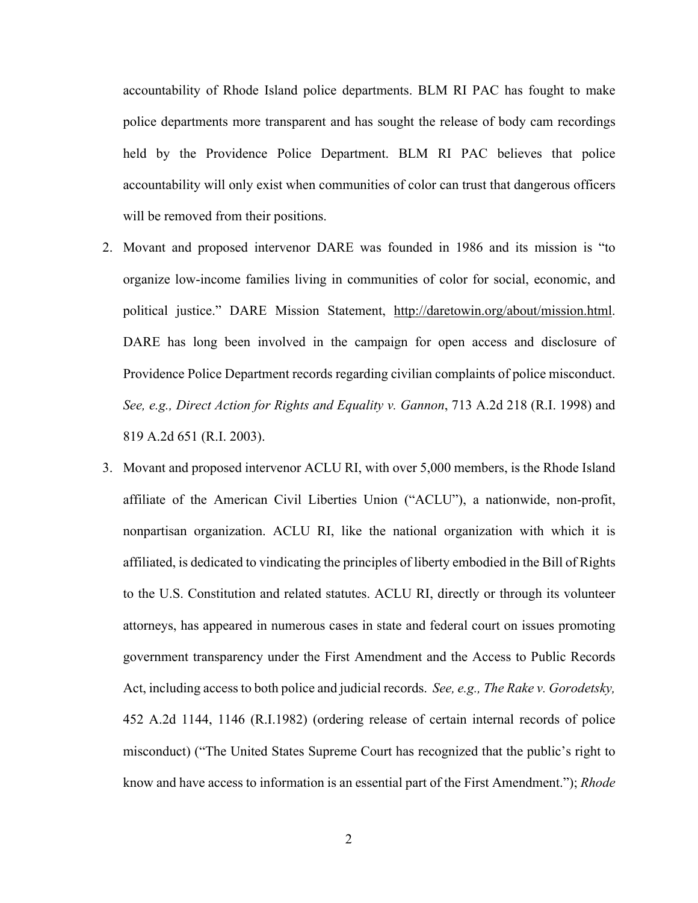accountability of Rhode Island police departments. BLM RI PAC has fought to make police departments more transparent and has sought the release of body cam recordings held by the Providence Police Department. BLM RI PAC believes that police accountability will only exist when communities of color can trust that dangerous officers will be removed from their positions.

2. Movant and proposed intervenor DARE was founded in 1986 and its mission is "to organize low-income families living in communities of color for social, economic, and political justice." DARE Mission Statement, http://daretowin.org/about/mission.html. DARE has long been involved in the campaign for open access and disclosure of Providence Police Department records regarding civilian complaints of police misconduct. *See, e.g., Direct Action for Rights and Equality v. Gannon*, 713 A.2d 218 (R.I. 1998) and 819 A.2d 651 (R.I. 2003).

3. Movant and proposed intervenor ACLU RI, with over 5,000 members, is the Rhode Island affiliate of the American Civil Liberties Union ("ACLU"), a nationwide, non-profit, nonpartisan organization. ACLU RI, like the national organization with which it is affiliated, is dedicated to vindicating the principles of liberty embodied in the Bill of Rights to the U.S. Constitution and related statutes. ACLU RI, directly or through its volunteer attorneys, has appeared in numerous cases in state and federal court on issues promoting government transparency under the First Amendment and the Access to Public Records Act, including access to both police and judicial records. *See, e.g., The Rake v. Gorodetsky,* 452 A.2d 1144, 1146 (R.I.1982) (ordering release of certain internal records of police misconduct) ("The United States Supreme Court has recognized that the public's right to know and have access to information is an essential part of the First Amendment."); *Rhode*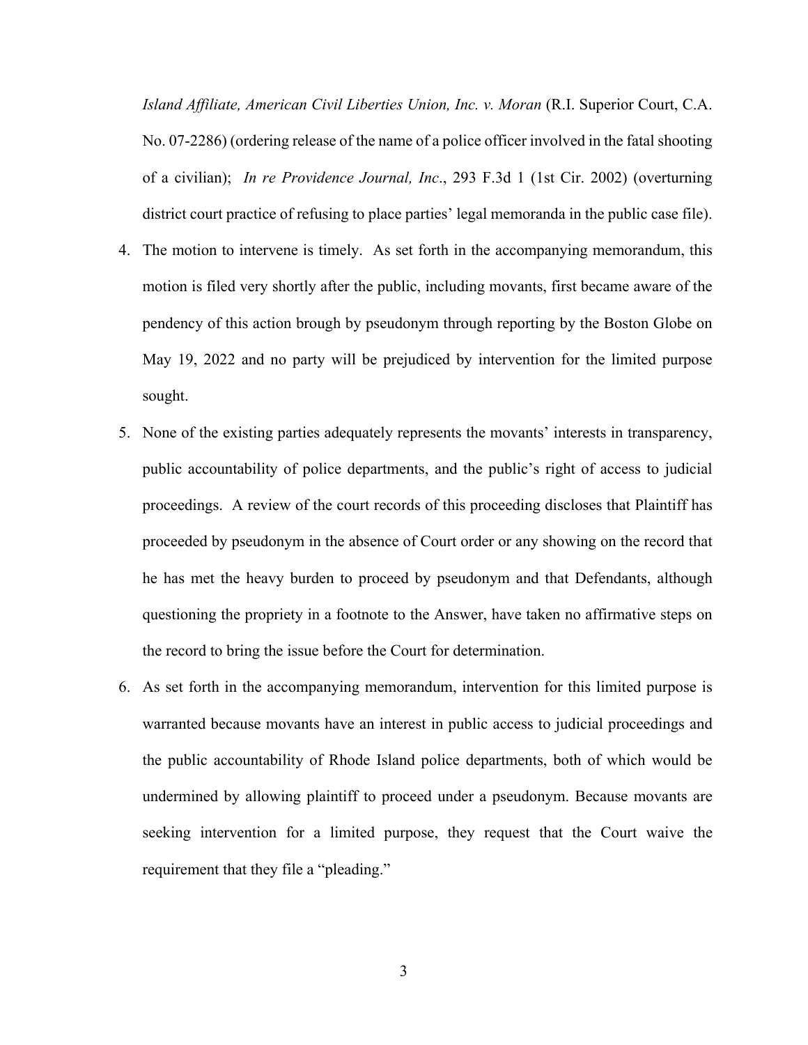*Island Affiliate, American Civil Liberties Union, Inc. v. Moran* (R.I. Superior Court, C.A. No. 07-2286) (ordering release of the name of a police officer involved in the fatal shooting of a civilian); *In re Providence Journal, Inc*., 293 F.3d 1 (1st Cir. 2002) (overturning district court practice of refusing to place parties' legal memoranda in the public case file).

4. The motion to intervene is timely. As set forth in the accompanying memorandum, this motion is filed very shortly after the public, including movants, first became aware of the pendency of this action brough by pseudonym through reporting by the Boston Globe on May 19, 2022 and no party will be prejudiced by intervention for the limited purpose sought.

5. None of the existing parties adequately represents the movants' interests in transparency, public accountability of police departments, and the public's right of access to judicial proceedings. A review of the court records of this proceeding discloses that Plaintiff has proceeded by pseudonym in the absence of Court order or any showing on the record that he has met the heavy burden to proceed by pseudonym and that Defendants, although questioning the propriety in a footnote to the Answer, have taken no affirmative steps on the record to bring the issue before the Court for determination.

6. As set forth in the accompanying memorandum, intervention for this limited purpose is warranted because movants have an interest in public access to judicial proceedings and the public accountability of Rhode Island police departments, both of which would be undermined by allowing plaintiff to proceed under a pseudonym. Because movants are seeking intervention for a limited purpose, they request that the Court waive the requirement that they file a "pleading."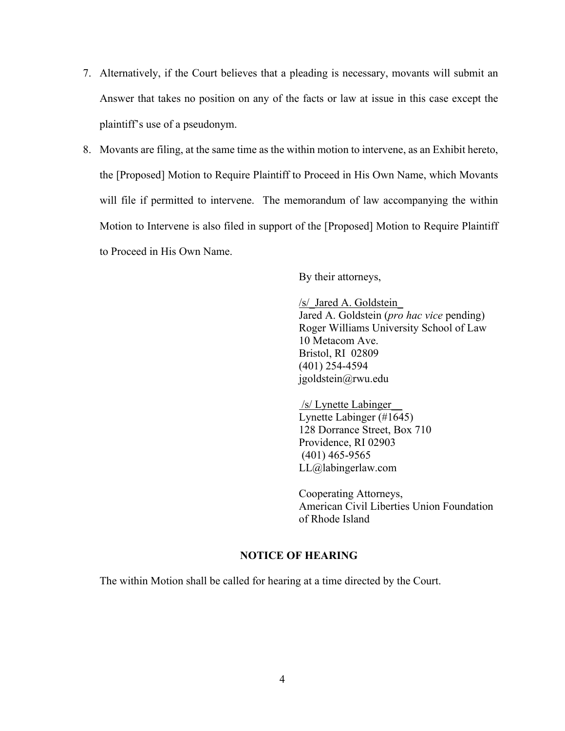7. Alternatively, if the Court believes that a pleading is necessary, movants will submit an Answer that takes no position on any of the facts or law at issue in this case except the plaintiff's use of a pseudonym.

8. Movants are filing, at the same time as the within motion to intervene, as an Exhibit hereto, the [Proposed] Motion to Require Plaintiff to Proceed in His Own Name, which Movants will file if permitted to intervene. The memorandum of law accompanying the within Motion to Intervene is also filed in support of the [Proposed] Motion to Require Plaintiff to Proceed in His Own Name.

By their attorneys,

/s/ Jared A. Goldstein
Jared A. Goldstein (*pro hac vice* pending)
Roger Williams University School of Law
10 Metacom Ave.
Bristol, RI 02809
(401) 254-4594
jgoldstein@rwu.edu

/s/ Lynette Labinger
Lynette Labinger (#1645)
128 Dorrance Street, Box 710
Providence, RI 02903
(401) 465-9565
LL@labingerlaw.com

Cooperating Attorneys,
American Civil Liberties Union Foundation
of Rhode Island

**NOTICE OF HEARING**

The within Motion shall be called for hearing at a time directed by the Court.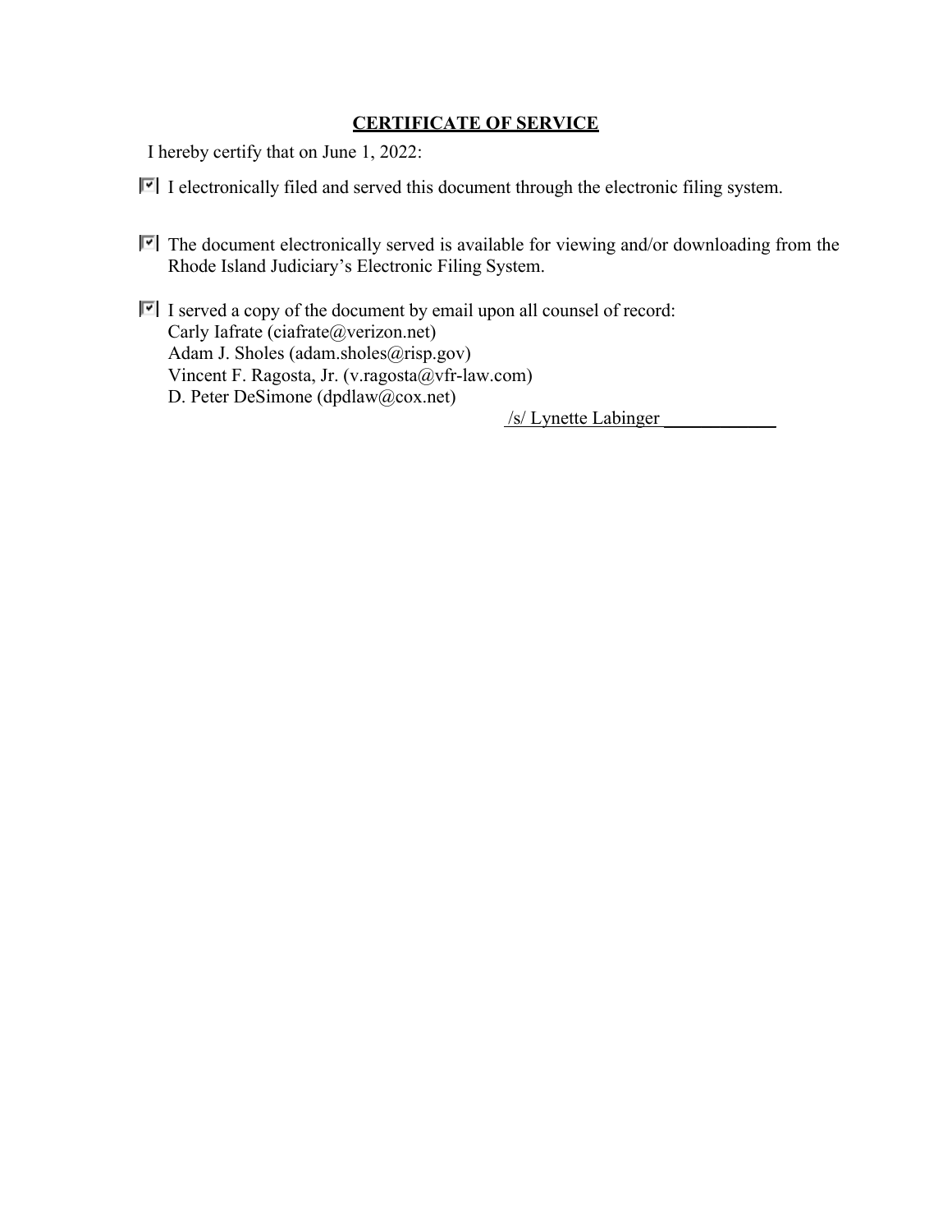**CERTIFICATE OF SERVICE**

I hereby certify that on June 1, 2022:

- [x] I electronically filed and served this document through the electronic filing system.

- [x] The document electronically served is available for viewing and/or downloading from the Rhode Island Judiciary's Electronic Filing System.

- [x] I served a copy of the document by email upon all counsel of record:
  Carly Iafrate (ciafrate@verizon.net)
  Adam J. Sholes (adam.sholes@risp.gov)
  Vincent F. Ragosta, Jr. (v.ragosta@vfr-law.com)
  D. Peter DeSimone (dpdlaw@cox.net)

/s/ Lynette Labinger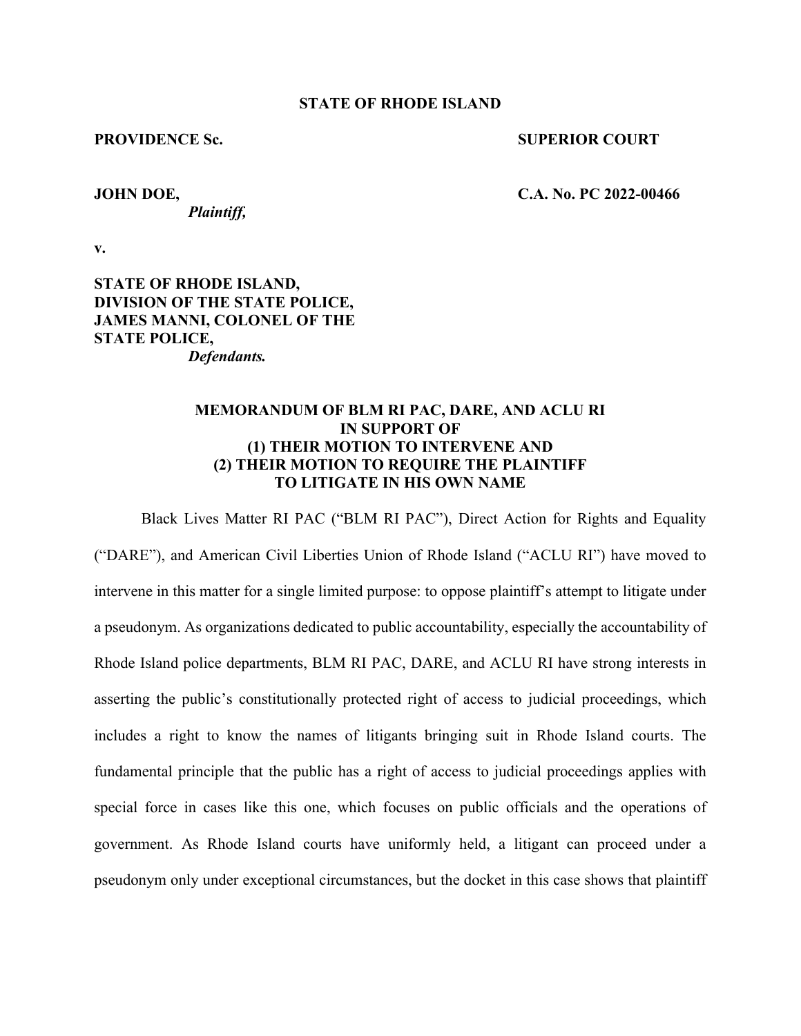**STATE OF RHODE ISLAND**

**PROVIDENCE Sc.** **SUPERIOR COURT**

**JOHN DOE,**
*Plaintiff,*

**C.A. No. PC 2022-00466**

**v.**

**STATE OF RHODE ISLAND, DIVISION OF THE STATE POLICE, JAMES MANNI, COLONEL OF THE STATE POLICE,**
*Defendants.*

**MEMORANDUM OF BLM RI PAC, DARE, AND ACLU RI IN SUPPORT OF (1) THEIR MOTION TO INTERVENE AND (2) THEIR MOTION TO REQUIRE THE PLAINTIFF TO LITIGATE IN HIS OWN NAME**

Black Lives Matter RI PAC ("BLM RI PAC"), Direct Action for Rights and Equality ("DARE"), and American Civil Liberties Union of Rhode Island ("ACLU RI") have moved to intervene in this matter for a single limited purpose: to oppose plaintiff's attempt to litigate under a pseudonym. As organizations dedicated to public accountability, especially the accountability of Rhode Island police departments, BLM RI PAC, DARE, and ACLU RI have strong interests in asserting the public's constitutionally protected right of access to judicial proceedings, which includes a right to know the names of litigants bringing suit in Rhode Island courts. The fundamental principle that the public has a right of access to judicial proceedings applies with special force in cases like this one, which focuses on public officials and the operations of government. As Rhode Island courts have uniformly held, a litigant can proceed under a pseudonym only under exceptional circumstances, but the docket in this case shows that plaintiff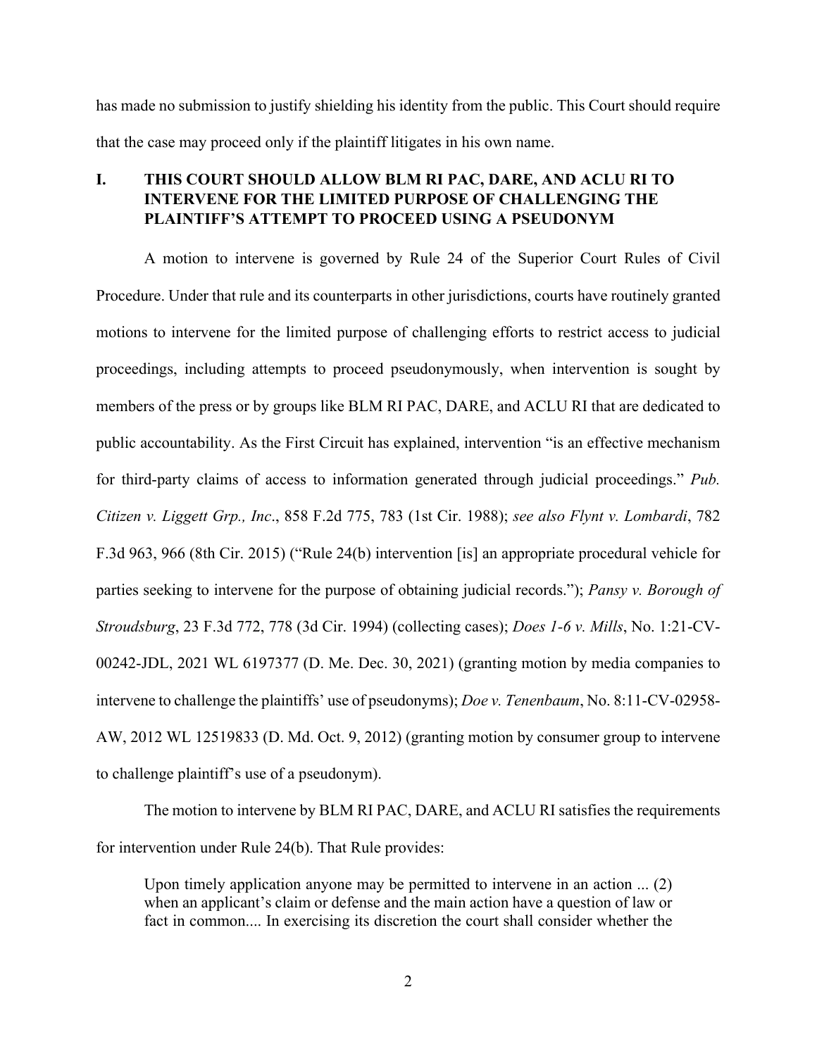has made no submission to justify shielding his identity from the public. This Court should require that the case may proceed only if the plaintiff litigates in his own name.

## I. THIS COURT SHOULD ALLOW BLM RI PAC, DARE, AND ACLU RI TO INTERVENE FOR THE LIMITED PURPOSE OF CHALLENGING THE PLAINTIFF'S ATTEMPT TO PROCEED USING A PSEUDONYM

A motion to intervene is governed by Rule 24 of the Superior Court Rules of Civil Procedure. Under that rule and its counterparts in other jurisdictions, courts have routinely granted motions to intervene for the limited purpose of challenging efforts to restrict access to judicial proceedings, including attempts to proceed pseudonymously, when intervention is sought by members of the press or by groups like BLM RI PAC, DARE, and ACLU RI that are dedicated to public accountability. As the First Circuit has explained, intervention "is an effective mechanism for third-party claims of access to information generated through judicial proceedings." *Pub. Citizen v. Liggett Grp., Inc*., 858 F.2d 775, 783 (1st Cir. 1988); *see also Flynt v. Lombardi*, 782 F.3d 963, 966 (8th Cir. 2015) ("Rule 24(b) intervention [is] an appropriate procedural vehicle for parties seeking to intervene for the purpose of obtaining judicial records."); *Pansy v. Borough of Stroudsburg*, 23 F.3d 772, 778 (3d Cir. 1994) (collecting cases); *Does 1-6 v. Mills*, No. 1:21-CV-00242-JDL, 2021 WL 6197377 (D. Me. Dec. 30, 2021) (granting motion by media companies to intervene to challenge the plaintiffs' use of pseudonyms); *Doe v. Tenenbaum*, No. 8:11-CV-02958-AW, 2012 WL 12519833 (D. Md. Oct. 9, 2012) (granting motion by consumer group to intervene to challenge plaintiff's use of a pseudonym).

The motion to intervene by BLM RI PAC, DARE, and ACLU RI satisfies the requirements for intervention under Rule 24(b). That Rule provides:

> Upon timely application anyone may be permitted to intervene in an action ... (2) when an applicant's claim or defense and the main action have a question of law or fact in common.... In exercising its discretion the court shall consider whether the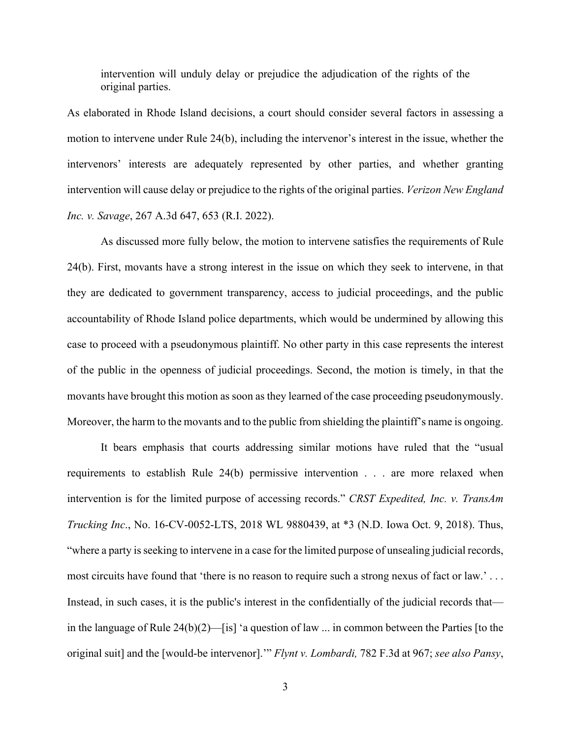> intervention will unduly delay or prejudice the adjudication of the rights of the original parties.

As elaborated in Rhode Island decisions, a court should consider several factors in assessing a motion to intervene under Rule 24(b), including the intervenor's interest in the issue, whether the intervenors' interests are adequately represented by other parties, and whether granting intervention will cause delay or prejudice to the rights of the original parties. *Verizon New England Inc. v. Savage*, 267 A.3d 647, 653 (R.I. 2022).

As discussed more fully below, the motion to intervene satisfies the requirements of Rule 24(b). First, movants have a strong interest in the issue on which they seek to intervene, in that they are dedicated to government transparency, access to judicial proceedings, and the public accountability of Rhode Island police departments, which would be undermined by allowing this case to proceed with a pseudonymous plaintiff. No other party in this case represents the interest of the public in the openness of judicial proceedings. Second, the motion is timely, in that the movants have brought this motion as soon as they learned of the case proceeding pseudonymously. Moreover, the harm to the movants and to the public from shielding the plaintiff's name is ongoing.

It bears emphasis that courts addressing similar motions have ruled that the "usual requirements to establish Rule 24(b) permissive intervention . . . are more relaxed when intervention is for the limited purpose of accessing records." *CRST Expedited, Inc. v. TransAm Trucking Inc*., No. 16-CV-0052-LTS, 2018 WL 9880439, at *3 (N.D. Iowa Oct. 9, 2018). Thus, "where a party is seeking to intervene in a case for the limited purpose of unsealing judicial records, most circuits have found that 'there is no reason to require such a strong nexus of fact or law.' . . . Instead, in such cases, it is the public's interest in the confidentially of the judicial records that—in the language of Rule 24(b)(2)—[is] 'a question of law ... in common between the Parties [to the original suit] and the [would-be intervenor].'" *Flynt v. Lombardi,* 782 F.3d at 967; *see also Pansy*,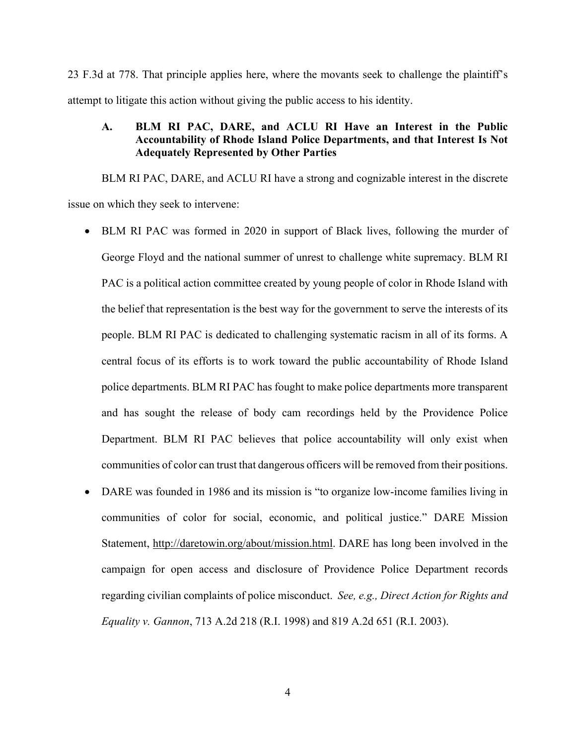23 F.3d at 778. That principle applies here, where the movants seek to challenge the plaintiff's attempt to litigate this action without giving the public access to his identity.

### A. BLM RI PAC, DARE, and ACLU RI Have an Interest in the Public Accountability of Rhode Island Police Departments, and that Interest Is Not Adequately Represented by Other Parties

BLM RI PAC, DARE, and ACLU RI have a strong and cognizable interest in the discrete issue on which they seek to intervene:

- BLM RI PAC was formed in 2020 in support of Black lives, following the murder of George Floyd and the national summer of unrest to challenge white supremacy. BLM RI PAC is a political action committee created by young people of color in Rhode Island with the belief that representation is the best way for the government to serve the interests of its people. BLM RI PAC is dedicated to challenging systematic racism in all of its forms. A central focus of its efforts is to work toward the public accountability of Rhode Island police departments. BLM RI PAC has fought to make police departments more transparent and has sought the release of body cam recordings held by the Providence Police Department. BLM RI PAC believes that police accountability will only exist when communities of color can trust that dangerous officers will be removed from their positions.
- DARE was founded in 1986 and its mission is "to organize low-income families living in communities of color for social, economic, and political justice." DARE Mission Statement, http://daretowin.org/about/mission.html. DARE has long been involved in the campaign for open access and disclosure of Providence Police Department records regarding civilian complaints of police misconduct. *See, e.g., Direct Action for Rights and Equality v. Gannon*, 713 A.2d 218 (R.I. 1998) and 819 A.2d 651 (R.I. 2003).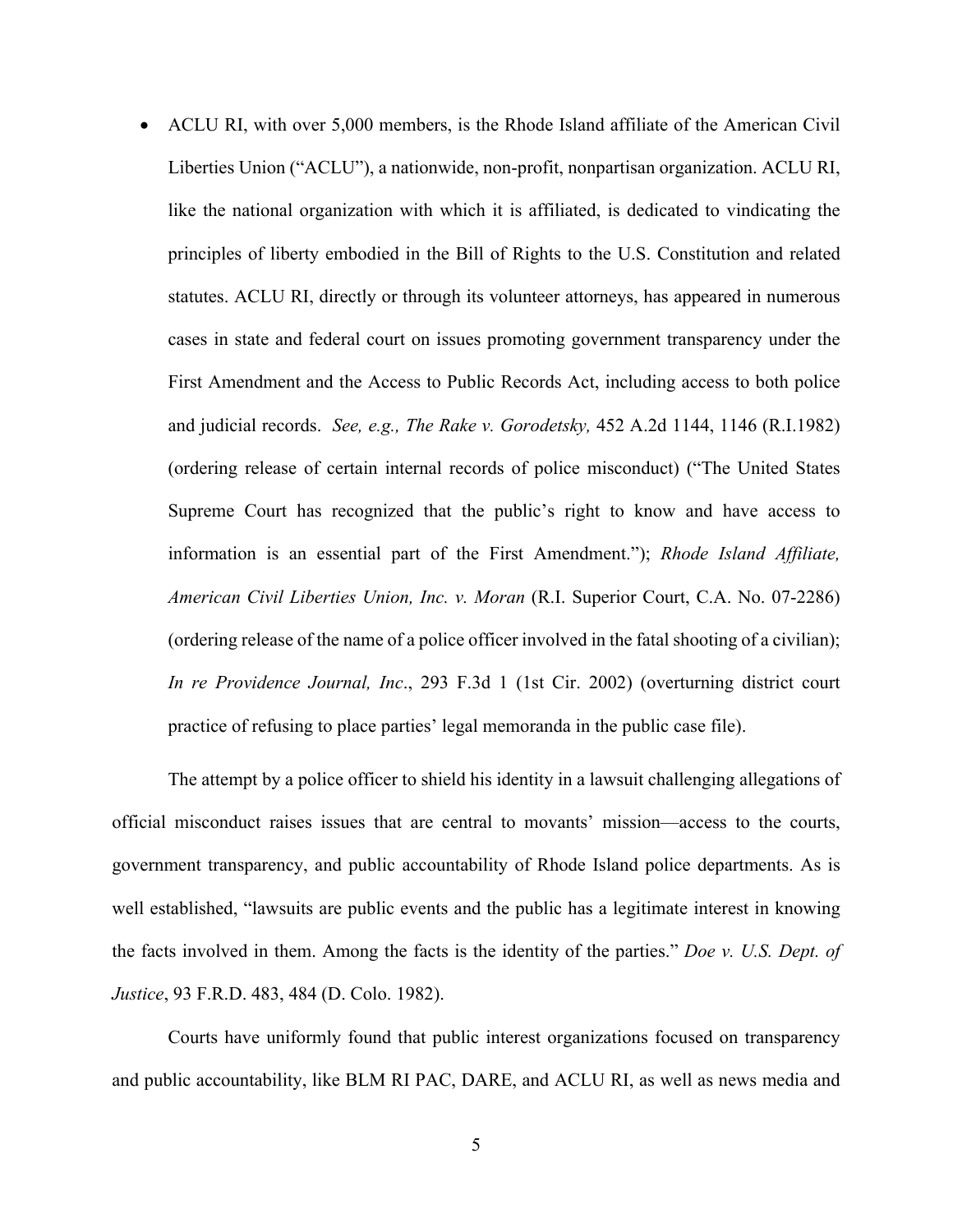- ACLU RI, with over 5,000 members, is the Rhode Island affiliate of the American Civil Liberties Union ("ACLU"), a nationwide, non-profit, nonpartisan organization. ACLU RI, like the national organization with which it is affiliated, is dedicated to vindicating the principles of liberty embodied in the Bill of Rights to the U.S. Constitution and related statutes. ACLU RI, directly or through its volunteer attorneys, has appeared in numerous cases in state and federal court on issues promoting government transparency under the First Amendment and the Access to Public Records Act, including access to both police and judicial records. *See, e.g., The Rake v. Gorodetsky,* 452 A.2d 1144, 1146 (R.I.1982) (ordering release of certain internal records of police misconduct) ("The United States Supreme Court has recognized that the public's right to know and have access to information is an essential part of the First Amendment."); *Rhode Island Affiliate, American Civil Liberties Union, Inc. v. Moran* (R.I. Superior Court, C.A. No. 07-2286) (ordering release of the name of a police officer involved in the fatal shooting of a civilian); *In re Providence Journal, Inc*., 293 F.3d 1 (1st Cir. 2002) (overturning district court practice of refusing to place parties' legal memoranda in the public case file).

The attempt by a police officer to shield his identity in a lawsuit challenging allegations of official misconduct raises issues that are central to movants' mission—access to the courts, government transparency, and public accountability of Rhode Island police departments. As is well established, "lawsuits are public events and the public has a legitimate interest in knowing the facts involved in them. Among the facts is the identity of the parties." *Doe v. U.S. Dept. of Justice*, 93 F.R.D. 483, 484 (D. Colo. 1982).

Courts have uniformly found that public interest organizations focused on transparency and public accountability, like BLM RI PAC, DARE, and ACLU RI, as well as news media and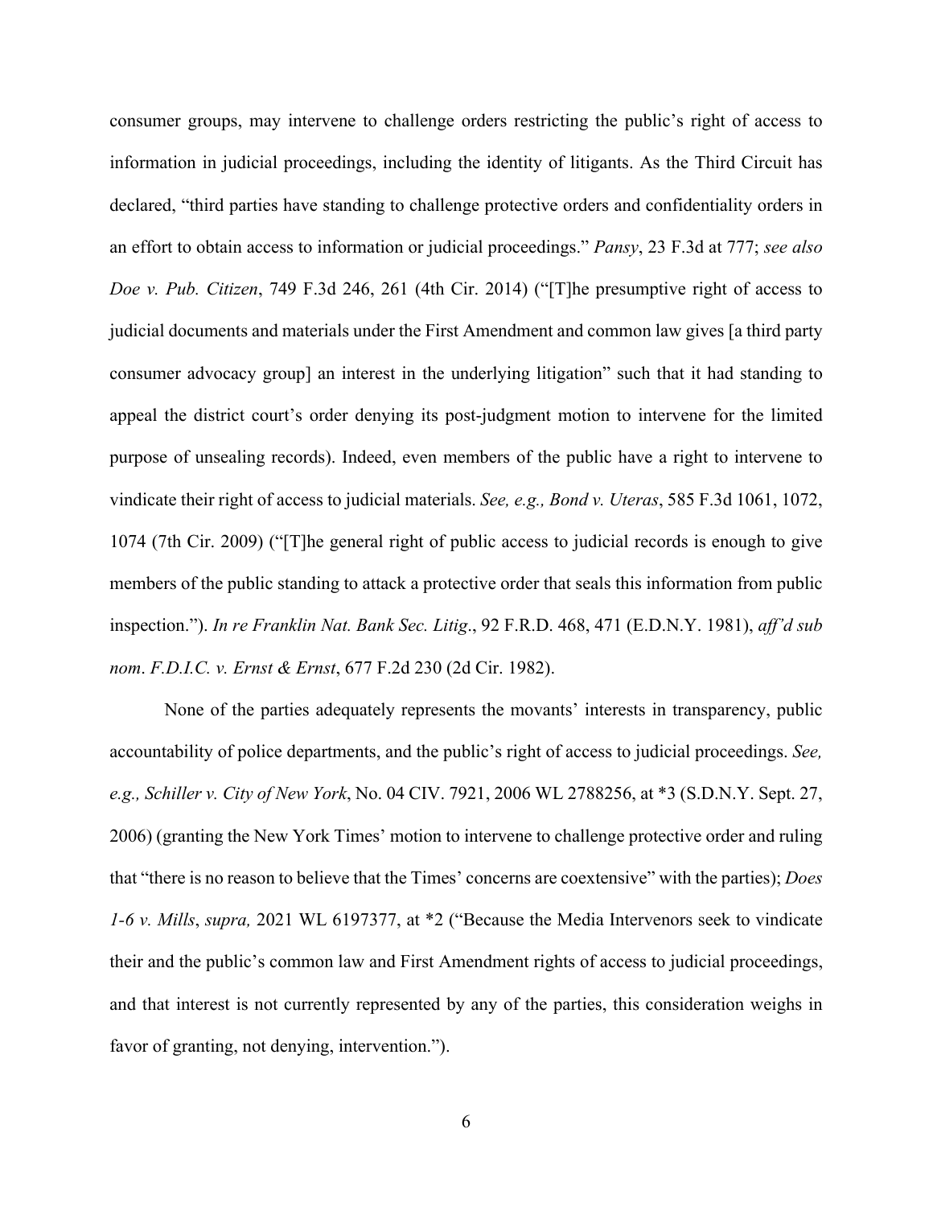consumer groups, may intervene to challenge orders restricting the public's right of access to information in judicial proceedings, including the identity of litigants. As the Third Circuit has declared, "third parties have standing to challenge protective orders and confidentiality orders in an effort to obtain access to information or judicial proceedings." *Pansy*, 23 F.3d at 777; *see also Doe v. Pub. Citizen*, 749 F.3d 246, 261 (4th Cir. 2014) ("[T]he presumptive right of access to judicial documents and materials under the First Amendment and common law gives [a third party consumer advocacy group] an interest in the underlying litigation" such that it had standing to appeal the district court's order denying its post-judgment motion to intervene for the limited purpose of unsealing records). Indeed, even members of the public have a right to intervene to vindicate their right of access to judicial materials. *See, e.g., Bond v. Uteras*, 585 F.3d 1061, 1072, 1074 (7th Cir. 2009) ("[T]he general right of public access to judicial records is enough to give members of the public standing to attack a protective order that seals this information from public inspection."). *In re Franklin Nat. Bank Sec. Litig*., 92 F.R.D. 468, 471 (E.D.N.Y. 1981), *aff'd sub nom*. *F.D.I.C. v. Ernst & Ernst*, 677 F.2d 230 (2d Cir. 1982).

None of the parties adequately represents the movants' interests in transparency, public accountability of police departments, and the public's right of access to judicial proceedings. *See, e.g., Schiller v. City of New York*, No. 04 CIV. 7921, 2006 WL 2788256, at *3 (S.D.N.Y. Sept. 27, 2006) (granting the New York Times' motion to intervene to challenge protective order and ruling that "there is no reason to believe that the Times' concerns are coextensive" with the parties); *Does 1-6 v. Mills*, *supra,* 2021 WL 6197377, at *2 ("Because the Media Intervenors seek to vindicate their and the public's common law and First Amendment rights of access to judicial proceedings, and that interest is not currently represented by any of the parties, this consideration weighs in favor of granting, not denying, intervention.").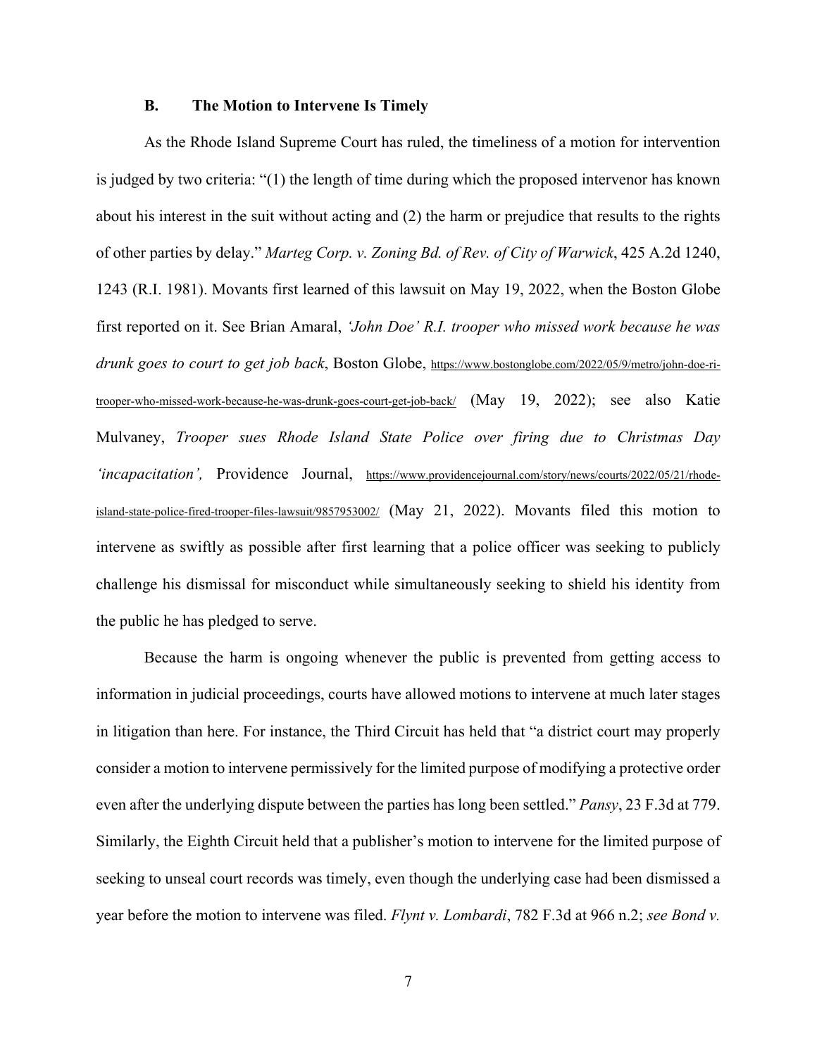### B. The Motion to Intervene Is Timely

As the Rhode Island Supreme Court has ruled, the timeliness of a motion for intervention is judged by two criteria: "(1) the length of time during which the proposed intervenor has known about his interest in the suit without acting and (2) the harm or prejudice that results to the rights of other parties by delay." *Marteg Corp. v. Zoning Bd. of Rev. of City of Warwick*, 425 A.2d 1240, 1243 (R.I. 1981). Movants first learned of this lawsuit on May 19, 2022, when the Boston Globe first reported on it. See Brian Amaral, *'John Doe' R.I. trooper who missed work because he was drunk goes to court to get job back*, Boston Globe, https://www.bostonglobe.com/2022/05/9/metro/john-doe-ri-trooper-who-missed-work-because-he-was-drunk-goes-court-get-job-back/ (May 19, 2022); see also Katie Mulvaney, *Trooper sues Rhode Island State Police over firing due to Christmas Day 'incapacitation',* Providence Journal, https://www.providencejournal.com/story/news/courts/2022/05/21/rhode-island-state-police-fired-trooper-files-lawsuit/9857953002/ (May 21, 2022). Movants filed this motion to intervene as swiftly as possible after first learning that a police officer was seeking to publicly challenge his dismissal for misconduct while simultaneously seeking to shield his identity from the public he has pledged to serve.

Because the harm is ongoing whenever the public is prevented from getting access to information in judicial proceedings, courts have allowed motions to intervene at much later stages in litigation than here. For instance, the Third Circuit has held that "a district court may properly consider a motion to intervene permissively for the limited purpose of modifying a protective order even after the underlying dispute between the parties has long been settled." *Pansy*, 23 F.3d at 779. Similarly, the Eighth Circuit held that a publisher's motion to intervene for the limited purpose of seeking to unseal court records was timely, even though the underlying case had been dismissed a year before the motion to intervene was filed. *Flynt v. Lombardi*, 782 F.3d at 966 n.2; *see Bond v.*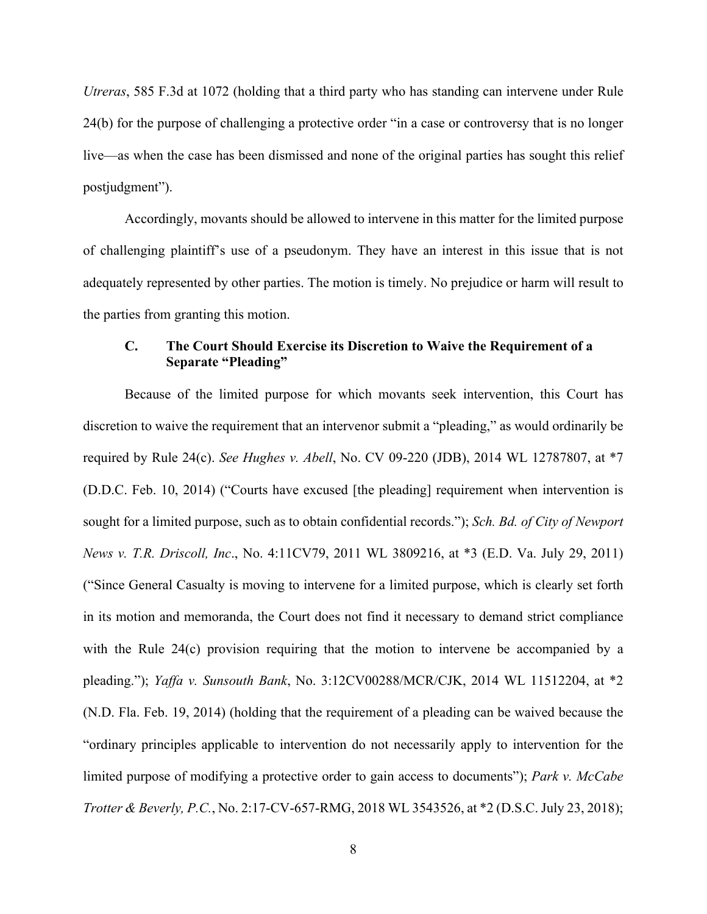*Utreras*, 585 F.3d at 1072 (holding that a third party who has standing can intervene under Rule 24(b) for the purpose of challenging a protective order "in a case or controversy that is no longer live—as when the case has been dismissed and none of the original parties has sought this relief postjudgment").

Accordingly, movants should be allowed to intervene in this matter for the limited purpose of challenging plaintiff's use of a pseudonym. They have an interest in this issue that is not adequately represented by other parties. The motion is timely. No prejudice or harm will result to the parties from granting this motion.

### C. The Court Should Exercise its Discretion to Waive the Requirement of a Separate "Pleading"

Because of the limited purpose for which movants seek intervention, this Court has discretion to waive the requirement that an intervenor submit a "pleading," as would ordinarily be required by Rule 24(c). *See Hughes v. Abell*, No. CV 09-220 (JDB), 2014 WL 12787807, at *7 (D.D.C. Feb. 10, 2014) ("Courts have excused [the pleading] requirement when intervention is sought for a limited purpose, such as to obtain confidential records."); *Sch. Bd. of City of Newport News v. T.R. Driscoll, Inc*., No. 4:11CV79, 2011 WL 3809216, at *3 (E.D. Va. July 29, 2011) ("Since General Casualty is moving to intervene for a limited purpose, which is clearly set forth in its motion and memoranda, the Court does not find it necessary to demand strict compliance with the Rule 24(c) provision requiring that the motion to intervene be accompanied by a pleading."); *Yaffa v. Sunsouth Bank*, No. 3:12CV00288/MCR/CJK, 2014 WL 11512204, at *2 (N.D. Fla. Feb. 19, 2014) (holding that the requirement of a pleading can be waived because the "ordinary principles applicable to intervention do not necessarily apply to intervention for the limited purpose of modifying a protective order to gain access to documents"); *Park v. McCabe Trotter & Beverly, P.C.*, No. 2:17-CV-657-RMG, 2018 WL 3543526, at *2 (D.S.C. July 23, 2018);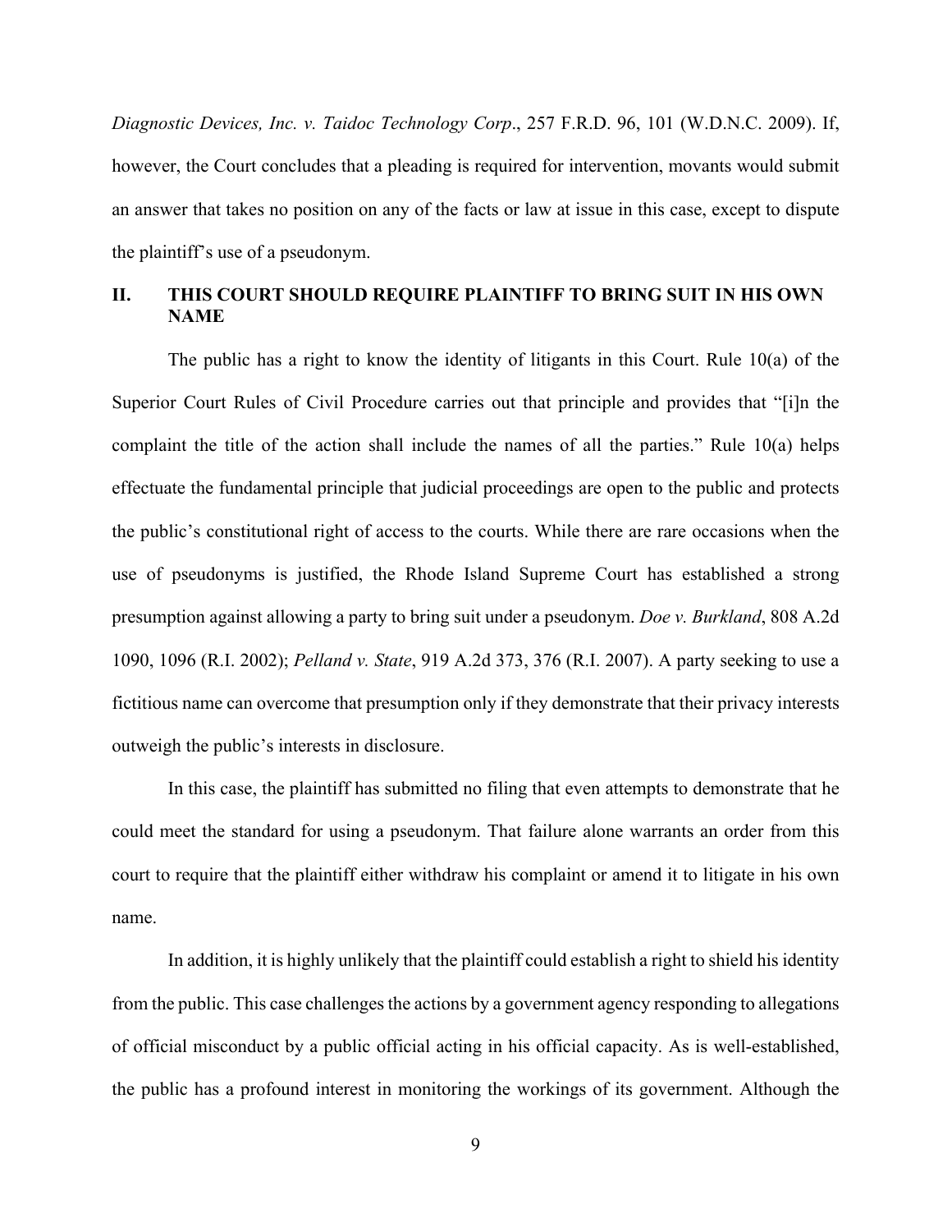*Diagnostic Devices, Inc. v. Taidoc Technology Corp*., 257 F.R.D. 96, 101 (W.D.N.C. 2009). If, however, the Court concludes that a pleading is required for intervention, movants would submit an answer that takes no position on any of the facts or law at issue in this case, except to dispute the plaintiff's use of a pseudonym.

## II. THIS COURT SHOULD REQUIRE PLAINTIFF TO BRING SUIT IN HIS OWN NAME

The public has a right to know the identity of litigants in this Court. Rule 10(a) of the Superior Court Rules of Civil Procedure carries out that principle and provides that "[i]n the complaint the title of the action shall include the names of all the parties." Rule 10(a) helps effectuate the fundamental principle that judicial proceedings are open to the public and protects the public's constitutional right of access to the courts. While there are rare occasions when the use of pseudonyms is justified, the Rhode Island Supreme Court has established a strong presumption against allowing a party to bring suit under a pseudonym. *Doe v. Burkland*, 808 A.2d 1090, 1096 (R.I. 2002); *Pelland v. State*, 919 A.2d 373, 376 (R.I. 2007). A party seeking to use a fictitious name can overcome that presumption only if they demonstrate that their privacy interests outweigh the public's interests in disclosure.

In this case, the plaintiff has submitted no filing that even attempts to demonstrate that he could meet the standard for using a pseudonym. That failure alone warrants an order from this court to require that the plaintiff either withdraw his complaint or amend it to litigate in his own name.

In addition, it is highly unlikely that the plaintiff could establish a right to shield his identity from the public. This case challenges the actions by a government agency responding to allegations of official misconduct by a public official acting in his official capacity. As is well-established, the public has a profound interest in monitoring the workings of its government. Although the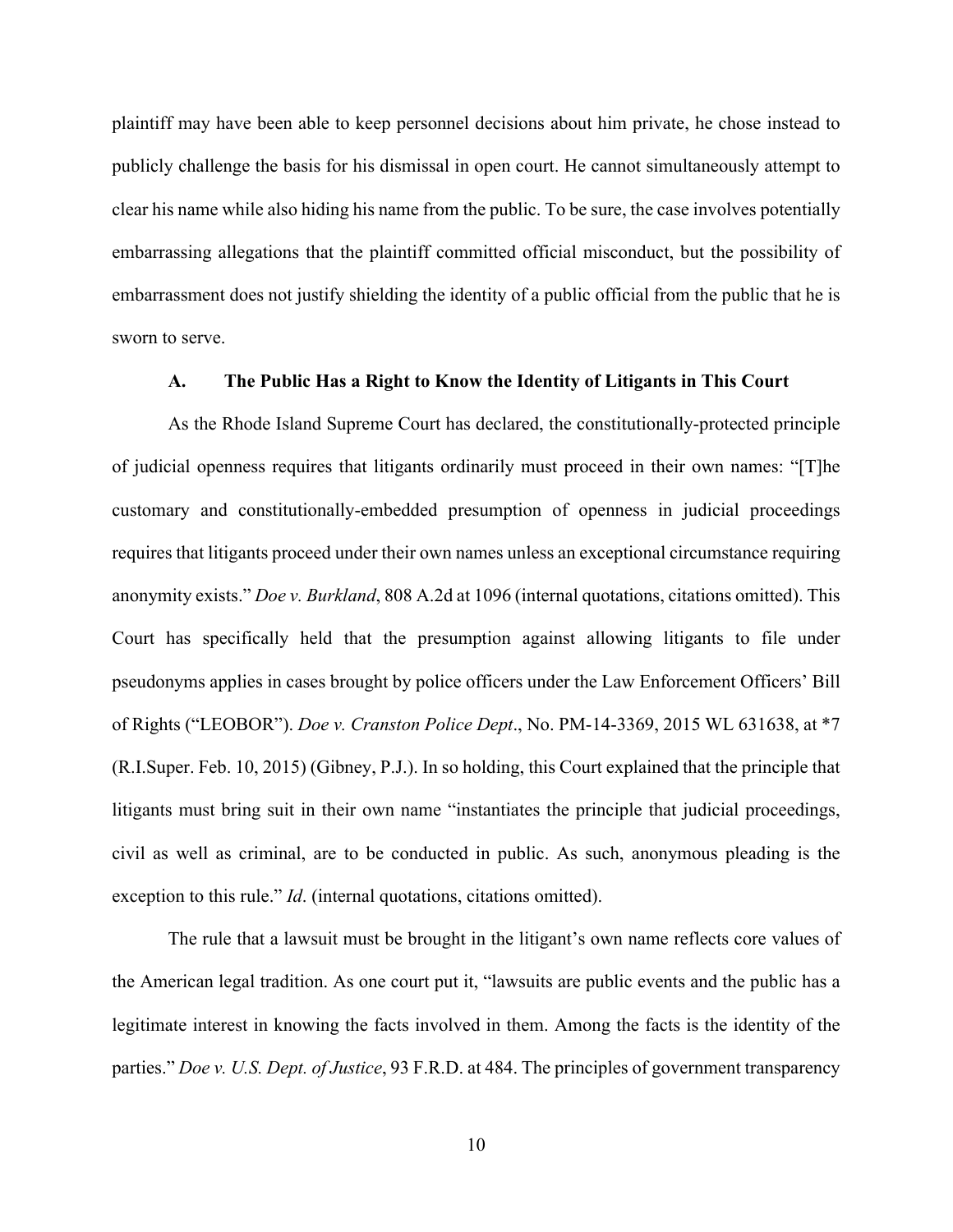plaintiff may have been able to keep personnel decisions about him private, he chose instead to publicly challenge the basis for his dismissal in open court. He cannot simultaneously attempt to clear his name while also hiding his name from the public. To be sure, the case involves potentially embarrassing allegations that the plaintiff committed official misconduct, but the possibility of embarrassment does not justify shielding the identity of a public official from the public that he is sworn to serve.

### A. The Public Has a Right to Know the Identity of Litigants in This Court

As the Rhode Island Supreme Court has declared, the constitutionally-protected principle of judicial openness requires that litigants ordinarily must proceed in their own names: "[T]he customary and constitutionally-embedded presumption of openness in judicial proceedings requires that litigants proceed under their own names unless an exceptional circumstance requiring anonymity exists." *Doe v. Burkland*, 808 A.2d at 1096 (internal quotations, citations omitted). This Court has specifically held that the presumption against allowing litigants to file under pseudonyms applies in cases brought by police officers under the Law Enforcement Officers' Bill of Rights ("LEOBOR"). *Doe v. Cranston Police Dept*., No. PM-14-3369, 2015 WL 631638, at *7 (R.I.Super. Feb. 10, 2015) (Gibney, P.J.). In so holding, this Court explained that the principle that litigants must bring suit in their own name "instantiates the principle that judicial proceedings, civil as well as criminal, are to be conducted in public. As such, anonymous pleading is the exception to this rule." *Id*. (internal quotations, citations omitted).

The rule that a lawsuit must be brought in the litigant's own name reflects core values of the American legal tradition. As one court put it, "lawsuits are public events and the public has a legitimate interest in knowing the facts involved in them. Among the facts is the identity of the parties." *Doe v. U.S. Dept. of Justice*, 93 F.R.D. at 484. The principles of government transparency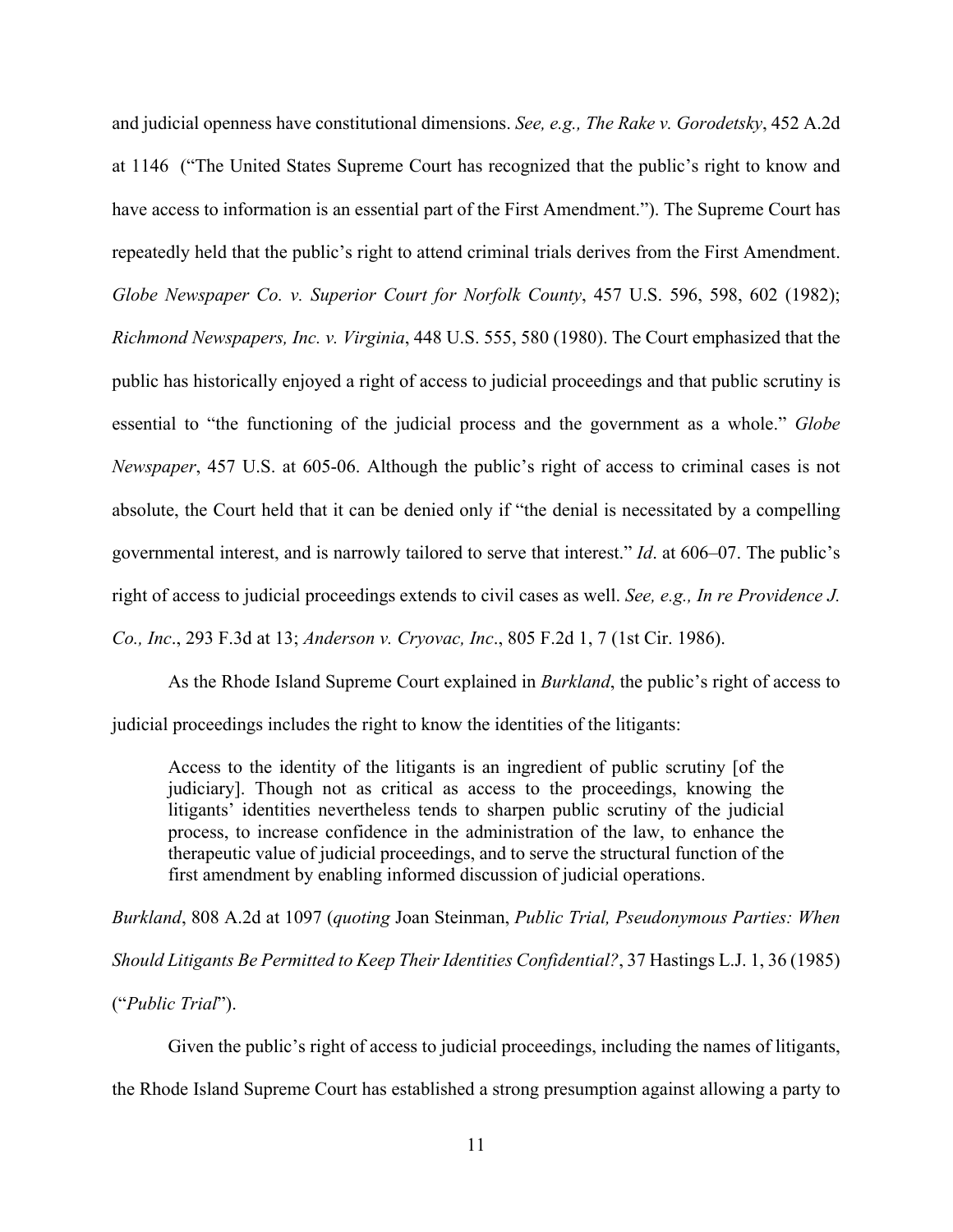and judicial openness have constitutional dimensions. *See, e.g., The Rake v. Gorodetsky*, 452 A.2d at 1146 ("The United States Supreme Court has recognized that the public's right to know and have access to information is an essential part of the First Amendment."). The Supreme Court has repeatedly held that the public's right to attend criminal trials derives from the First Amendment. *Globe Newspaper Co. v. Superior Court for Norfolk County*, 457 U.S. 596, 598, 602 (1982); *Richmond Newspapers, Inc. v. Virginia*, 448 U.S. 555, 580 (1980). The Court emphasized that the public has historically enjoyed a right of access to judicial proceedings and that public scrutiny is essential to "the functioning of the judicial process and the government as a whole." *Globe Newspaper*, 457 U.S. at 605-06. Although the public's right of access to criminal cases is not absolute, the Court held that it can be denied only if "the denial is necessitated by a compelling governmental interest, and is narrowly tailored to serve that interest." *Id*. at 606–07. The public's right of access to judicial proceedings extends to civil cases as well. *See, e.g., In re Providence J. Co., Inc*., 293 F.3d at 13; *Anderson v. Cryovac, Inc*., 805 F.2d 1, 7 (1st Cir. 1986).

As the Rhode Island Supreme Court explained in *Burkland*, the public's right of access to judicial proceedings includes the right to know the identities of the litigants:

> Access to the identity of the litigants is an ingredient of public scrutiny [of the judiciary]. Though not as critical as access to the proceedings, knowing the litigants' identities nevertheless tends to sharpen public scrutiny of the judicial process, to increase confidence in the administration of the law, to enhance the therapeutic value of judicial proceedings, and to serve the structural function of the first amendment by enabling informed discussion of judicial operations.

*Burkland*, 808 A.2d at 1097 (*quoting* Joan Steinman, *Public Trial, Pseudonymous Parties: When Should Litigants Be Permitted to Keep Their Identities Confidential?*, 37 Hastings L.J. 1, 36 (1985) ("*Public Trial*").

Given the public's right of access to judicial proceedings, including the names of litigants, the Rhode Island Supreme Court has established a strong presumption against allowing a party to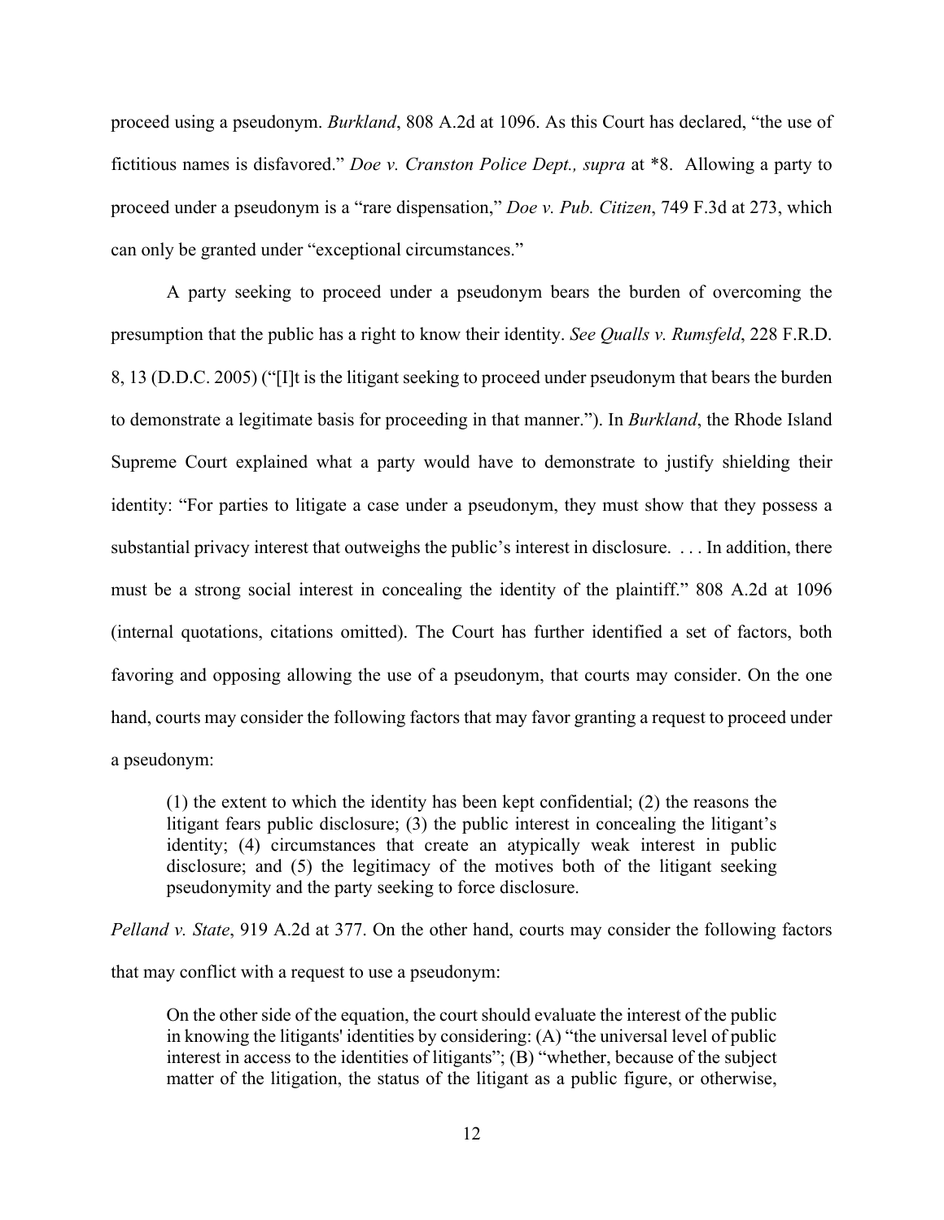proceed using a pseudonym. *Burkland*, 808 A.2d at 1096. As this Court has declared, "the use of fictitious names is disfavored." *Doe v. Cranston Police Dept., supra* at *8. Allowing a party to proceed under a pseudonym is a "rare dispensation," *Doe v. Pub. Citizen*, 749 F.3d at 273, which can only be granted under "exceptional circumstances."

A party seeking to proceed under a pseudonym bears the burden of overcoming the presumption that the public has a right to know their identity. *See Qualls v. Rumsfeld*, 228 F.R.D. 8, 13 (D.D.C. 2005) ("[I]t is the litigant seeking to proceed under pseudonym that bears the burden to demonstrate a legitimate basis for proceeding in that manner."). In *Burkland*, the Rhode Island Supreme Court explained what a party would have to demonstrate to justify shielding their identity: "For parties to litigate a case under a pseudonym, they must show that they possess a substantial privacy interest that outweighs the public's interest in disclosure. . . . In addition, there must be a strong social interest in concealing the identity of the plaintiff." 808 A.2d at 1096 (internal quotations, citations omitted). The Court has further identified a set of factors, both favoring and opposing allowing the use of a pseudonym, that courts may consider. On the one hand, courts may consider the following factors that may favor granting a request to proceed under a pseudonym:

> (1) the extent to which the identity has been kept confidential; (2) the reasons the litigant fears public disclosure; (3) the public interest in concealing the litigant's identity; (4) circumstances that create an atypically weak interest in public disclosure; and (5) the legitimacy of the motives both of the litigant seeking pseudonymity and the party seeking to force disclosure.

*Pelland v. State*, 919 A.2d at 377. On the other hand, courts may consider the following factors that may conflict with a request to use a pseudonym:

> On the other side of the equation, the court should evaluate the interest of the public in knowing the litigants' identities by considering: (A) "the universal level of public interest in access to the identities of litigants"; (B) "whether, because of the subject matter of the litigation, the status of the litigant as a public figure, or otherwise,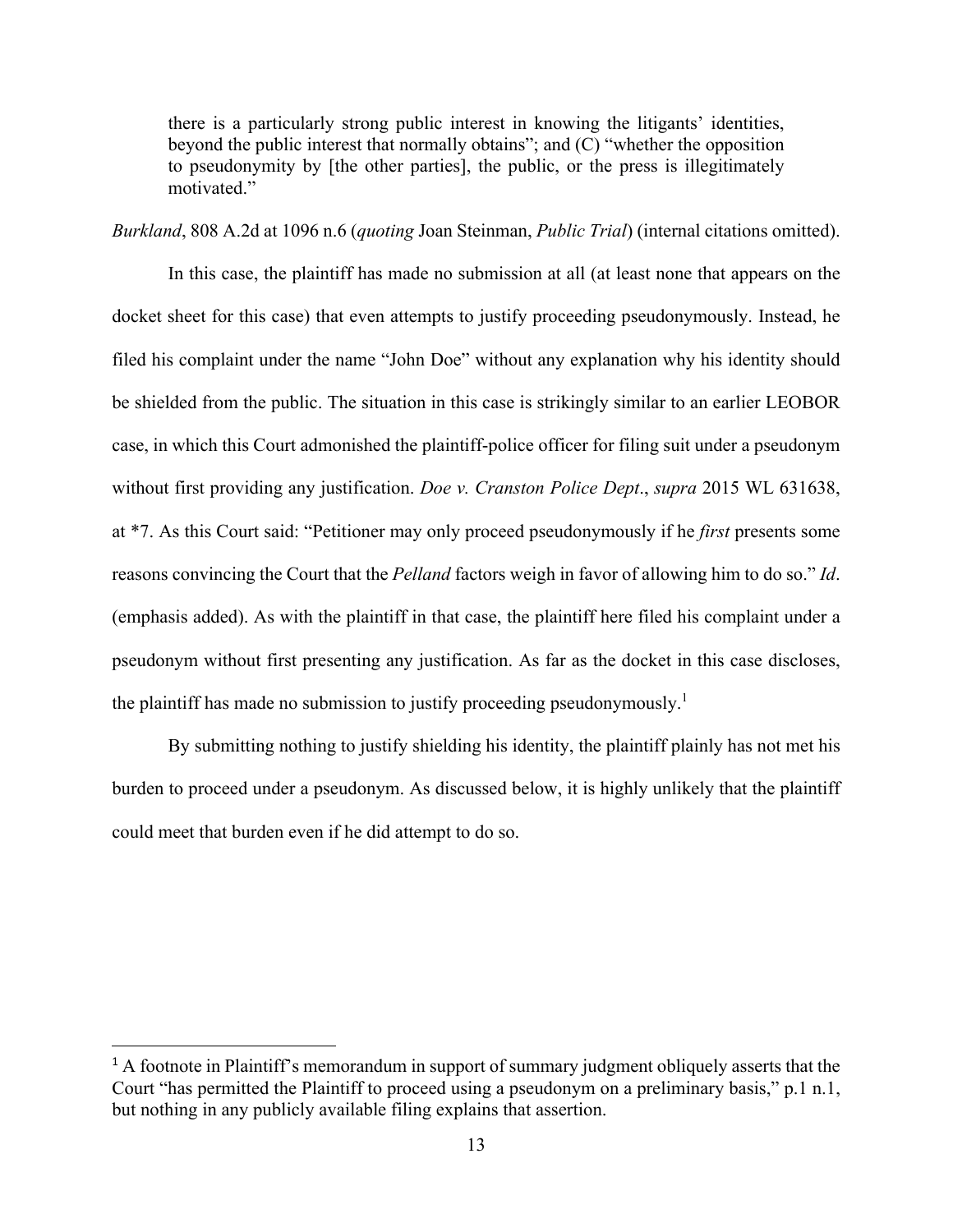> there is a particularly strong public interest in knowing the litigants' identities, beyond the public interest that normally obtains"; and (C) "whether the opposition to pseudonymity by [the other parties], the public, or the press is illegitimately motivated."

*Burkland*, 808 A.2d at 1096 n.6 (*quoting* Joan Steinman, *Public Trial*) (internal citations omitted).

In this case, the plaintiff has made no submission at all (at least none that appears on the docket sheet for this case) that even attempts to justify proceeding pseudonymously. Instead, he filed his complaint under the name "John Doe" without any explanation why his identity should be shielded from the public. The situation in this case is strikingly similar to an earlier LEOBOR case, in which this Court admonished the plaintiff-police officer for filing suit under a pseudonym without first providing any justification. *Doe v. Cranston Police Dept*., *supra* 2015 WL 631638, at *7. As this Court said: "Petitioner may only proceed pseudonymously if he *first* presents some reasons convincing the Court that the *Pelland* factors weigh in favor of allowing him to do so." *Id*. (emphasis added). As with the plaintiff in that case, the plaintiff here filed his complaint under a pseudonym without first presenting any justification. As far as the docket in this case discloses, the plaintiff has made no submission to justify proceeding pseudonymously.[1]

By submitting nothing to justify shielding his identity, the plaintiff plainly has not met his burden to proceed under a pseudonym. As discussed below, it is highly unlikely that the plaintiff could meet that burden even if he did attempt to do so.

---

[1] A footnote in Plaintiff's memorandum in support of summary judgment obliquely asserts that the Court "has permitted the Plaintiff to proceed using a pseudonym on a preliminary basis," p.1 n.1, but nothing in any publicly available filing explains that assertion.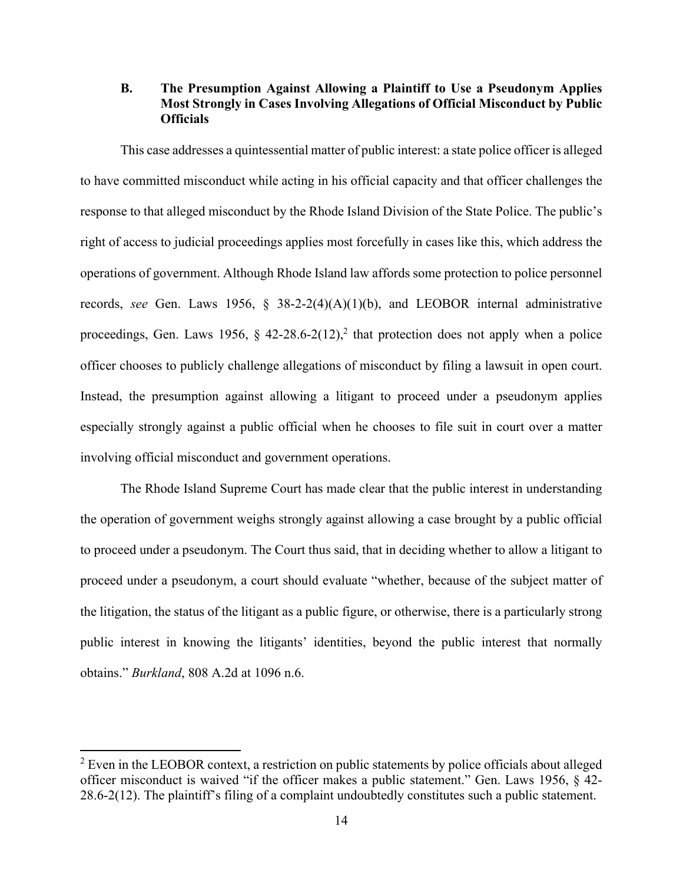### B. The Presumption Against Allowing a Plaintiff to Use a Pseudonym Applies Most Strongly in Cases Involving Allegations of Official Misconduct by Public Officials

This case addresses a quintessential matter of public interest: a state police officer is alleged to have committed misconduct while acting in his official capacity and that officer challenges the response to that alleged misconduct by the Rhode Island Division of the State Police. The public's right of access to judicial proceedings applies most forcefully in cases like this, which address the operations of government. Although Rhode Island law affords some protection to police personnel records, *see* Gen. Laws 1956, § 38-2-2(4)(A)(1)(b), and LEOBOR internal administrative proceedings, Gen. Laws 1956, § 42-28.6-2(12),[2] that protection does not apply when a police officer chooses to publicly challenge allegations of misconduct by filing a lawsuit in open court. Instead, the presumption against allowing a litigant to proceed under a pseudonym applies especially strongly against a public official when he chooses to file suit in court over a matter involving official misconduct and government operations.

The Rhode Island Supreme Court has made clear that the public interest in understanding the operation of government weighs strongly against allowing a case brought by a public official to proceed under a pseudonym. The Court thus said, that in deciding whether to allow a litigant to proceed under a pseudonym, a court should evaluate "whether, because of the subject matter of the litigation, the status of the litigant as a public figure, or otherwise, there is a particularly strong public interest in knowing the litigants' identities, beyond the public interest that normally obtains." *Burkland*, 808 A.2d at 1096 n.6.

[2] Even in the LEOBOR context, a restriction on public statements by police officials about alleged officer misconduct is waived "if the officer makes a public statement." Gen. Laws 1956, § 42-28.6-2(12). The plaintiff's filing of a complaint undoubtedly constitutes such a public statement.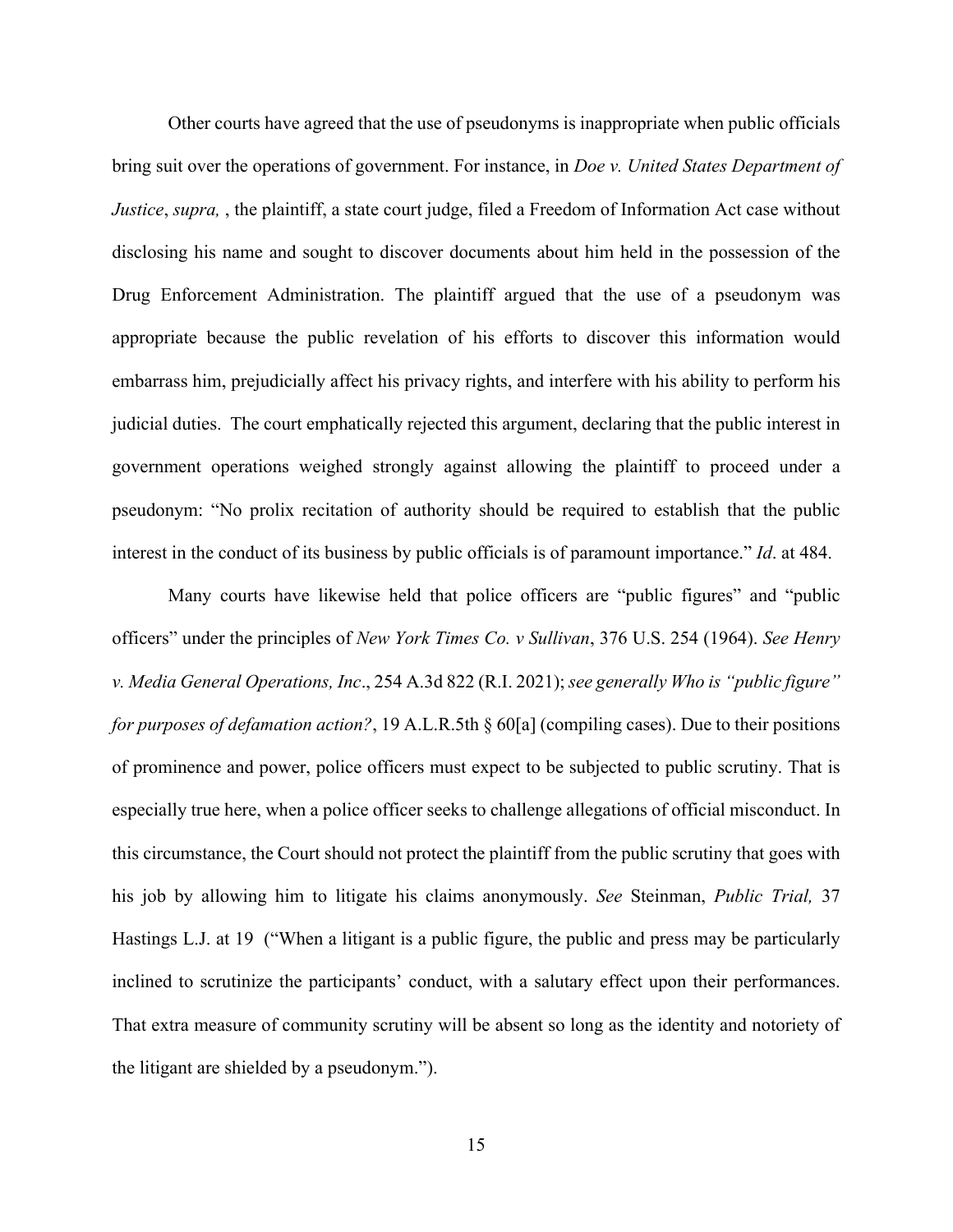Other courts have agreed that the use of pseudonyms is inappropriate when public officials bring suit over the operations of government. For instance, in *Doe v. United States Department of Justice*, *supra,* , the plaintiff, a state court judge, filed a Freedom of Information Act case without disclosing his name and sought to discover documents about him held in the possession of the Drug Enforcement Administration. The plaintiff argued that the use of a pseudonym was appropriate because the public revelation of his efforts to discover this information would embarrass him, prejudicially affect his privacy rights, and interfere with his ability to perform his judicial duties. The court emphatically rejected this argument, declaring that the public interest in government operations weighed strongly against allowing the plaintiff to proceed under a pseudonym: "No prolix recitation of authority should be required to establish that the public interest in the conduct of its business by public officials is of paramount importance." *Id*. at 484.

Many courts have likewise held that police officers are "public figures" and "public officers" under the principles of *New York Times Co. v Sullivan*, 376 U.S. 254 (1964). *See Henry v. Media General Operations, Inc*., 254 A.3d 822 (R.I. 2021); *see generally Who is "public figure" for purposes of defamation action?*, 19 A.L.R.5th § 60[a] (compiling cases). Due to their positions of prominence and power, police officers must expect to be subjected to public scrutiny. That is especially true here, when a police officer seeks to challenge allegations of official misconduct. In this circumstance, the Court should not protect the plaintiff from the public scrutiny that goes with his job by allowing him to litigate his claims anonymously. *See* Steinman, *Public Trial,* 37 Hastings L.J. at 19 ("When a litigant is a public figure, the public and press may be particularly inclined to scrutinize the participants' conduct, with a salutary effect upon their performances. That extra measure of community scrutiny will be absent so long as the identity and notoriety of the litigant are shielded by a pseudonym.").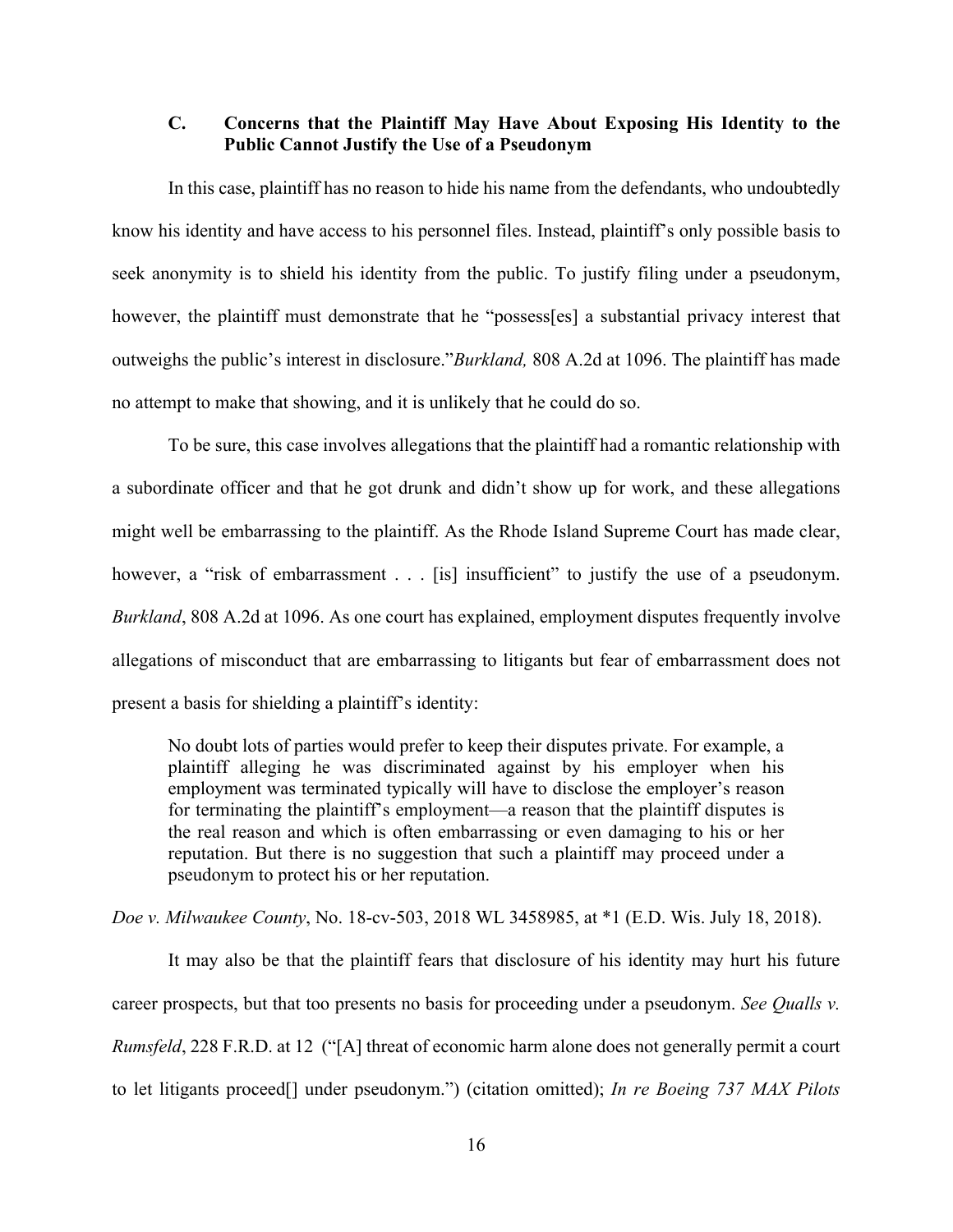### C. Concerns that the Plaintiff May Have About Exposing His Identity to the Public Cannot Justify the Use of a Pseudonym

In this case, plaintiff has no reason to hide his name from the defendants, who undoubtedly know his identity and have access to his personnel files. Instead, plaintiff's only possible basis to seek anonymity is to shield his identity from the public. To justify filing under a pseudonym, however, the plaintiff must demonstrate that he "possess[es] a substantial privacy interest that outweighs the public's interest in disclosure."*Burkland,* 808 A.2d at 1096. The plaintiff has made no attempt to make that showing, and it is unlikely that he could do so.

To be sure, this case involves allegations that the plaintiff had a romantic relationship with a subordinate officer and that he got drunk and didn't show up for work, and these allegations might well be embarrassing to the plaintiff. As the Rhode Island Supreme Court has made clear, however, a "risk of embarrassment . . . [is] insufficient" to justify the use of a pseudonym. *Burkland*, 808 A.2d at 1096. As one court has explained, employment disputes frequently involve allegations of misconduct that are embarrassing to litigants but fear of embarrassment does not present a basis for shielding a plaintiff's identity:

> No doubt lots of parties would prefer to keep their disputes private. For example, a plaintiff alleging he was discriminated against by his employer when his employment was terminated typically will have to disclose the employer's reason for terminating the plaintiff's employment—a reason that the plaintiff disputes is the real reason and which is often embarrassing or even damaging to his or her reputation. But there is no suggestion that such a plaintiff may proceed under a pseudonym to protect his or her reputation.

*Doe v. Milwaukee County*, No. 18-cv-503, 2018 WL 3458985, at *1 (E.D. Wis. July 18, 2018).

It may also be that the plaintiff fears that disclosure of his identity may hurt his future career prospects, but that too presents no basis for proceeding under a pseudonym. *See Qualls v. Rumsfeld*, 228 F.R.D. at 12 ("[A] threat of economic harm alone does not generally permit a court to let litigants proceed[] under pseudonym.") (citation omitted); *In re Boeing 737 MAX Pilots*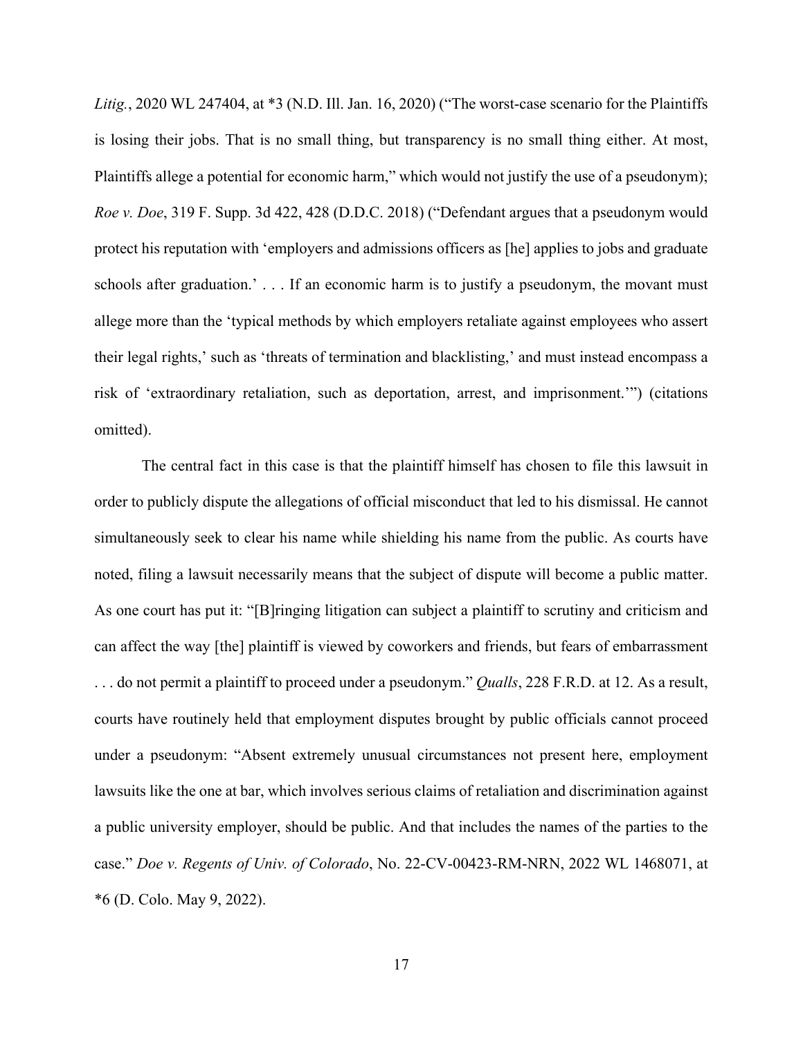*Litig.*, 2020 WL 247404, at *3 (N.D. Ill. Jan. 16, 2020) ("The worst-case scenario for the Plaintiffs is losing their jobs. That is no small thing, but transparency is no small thing either. At most, Plaintiffs allege a potential for economic harm," which would not justify the use of a pseudonym); *Roe v. Doe*, 319 F. Supp. 3d 422, 428 (D.D.C. 2018) ("Defendant argues that a pseudonym would protect his reputation with 'employers and admissions officers as [he] applies to jobs and graduate schools after graduation.' . . . If an economic harm is to justify a pseudonym, the movant must allege more than the 'typical methods by which employers retaliate against employees who assert their legal rights,' such as 'threats of termination and blacklisting,' and must instead encompass a risk of 'extraordinary retaliation, such as deportation, arrest, and imprisonment.'") (citations omitted).

The central fact in this case is that the plaintiff himself has chosen to file this lawsuit in order to publicly dispute the allegations of official misconduct that led to his dismissal. He cannot simultaneously seek to clear his name while shielding his name from the public. As courts have noted, filing a lawsuit necessarily means that the subject of dispute will become a public matter. As one court has put it: "[B]ringing litigation can subject a plaintiff to scrutiny and criticism and can affect the way [the] plaintiff is viewed by coworkers and friends, but fears of embarrassment . . . do not permit a plaintiff to proceed under a pseudonym." *Qualls*, 228 F.R.D. at 12. As a result, courts have routinely held that employment disputes brought by public officials cannot proceed under a pseudonym: "Absent extremely unusual circumstances not present here, employment lawsuits like the one at bar, which involves serious claims of retaliation and discrimination against a public university employer, should be public. And that includes the names of the parties to the case." *Doe v. Regents of Univ. of Colorado*, No. 22-CV-00423-RM-NRN, 2022 WL 1468071, at *6 (D. Colo. May 9, 2022).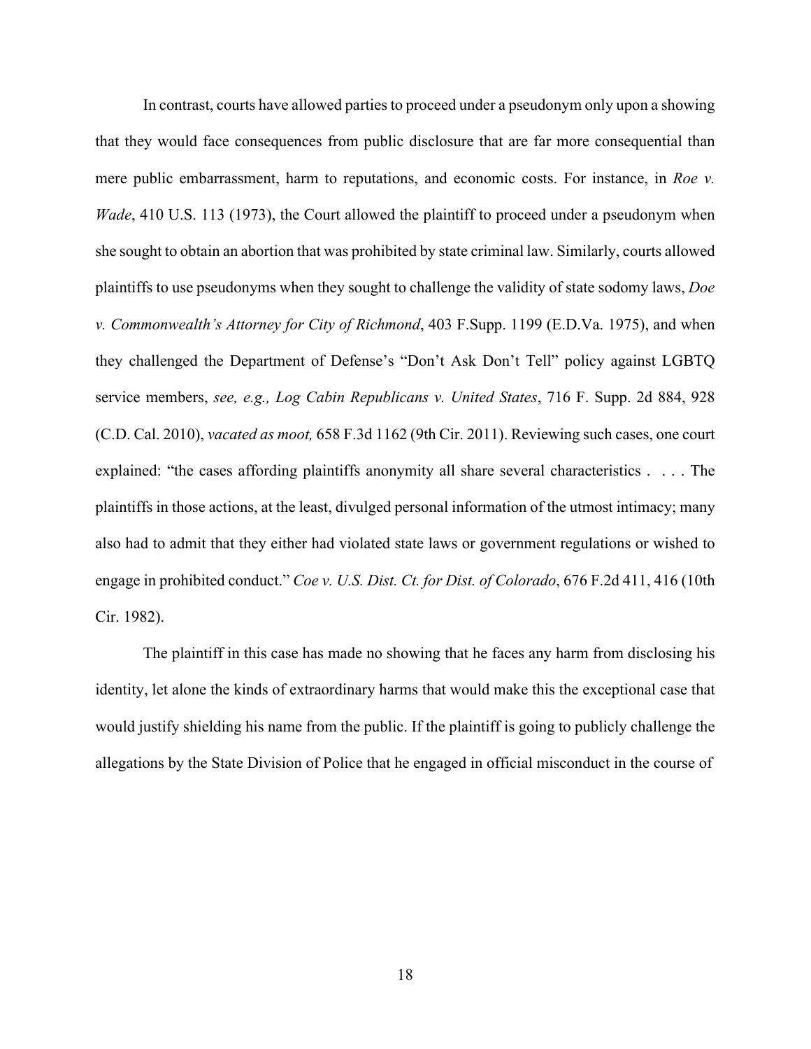In contrast, courts have allowed parties to proceed under a pseudonym only upon a showing that they would face consequences from public disclosure that are far more consequential than mere public embarrassment, harm to reputations, and economic costs. For instance, in *Roe v. Wade*, 410 U.S. 113 (1973), the Court allowed the plaintiff to proceed under a pseudonym when she sought to obtain an abortion that was prohibited by state criminal law. Similarly, courts allowed plaintiffs to use pseudonyms when they sought to challenge the validity of state sodomy laws, *Doe v. Commonwealth's Attorney for City of Richmond*, 403 F.Supp. 1199 (E.D.Va. 1975), and when they challenged the Department of Defense's "Don't Ask Don't Tell" policy against LGBTQ service members, *see, e.g., Log Cabin Republicans v. United States*, 716 F. Supp. 2d 884, 928 (C.D. Cal. 2010), *vacated as moot,* 658 F.3d 1162 (9th Cir. 2011). Reviewing such cases, one court explained: "the cases affording plaintiffs anonymity all share several characteristics . . . . The plaintiffs in those actions, at the least, divulged personal information of the utmost intimacy; many also had to admit that they either had violated state laws or government regulations or wished to engage in prohibited conduct." *Coe v. U.S. Dist. Ct. for Dist. of Colorado*, 676 F.2d 411, 416 (10th Cir. 1982).

The plaintiff in this case has made no showing that he faces any harm from disclosing his identity, let alone the kinds of extraordinary harms that would make this the exceptional case that would justify shielding his name from the public. If the plaintiff is going to publicly challenge the allegations by the State Division of Police that he engaged in official misconduct in the course of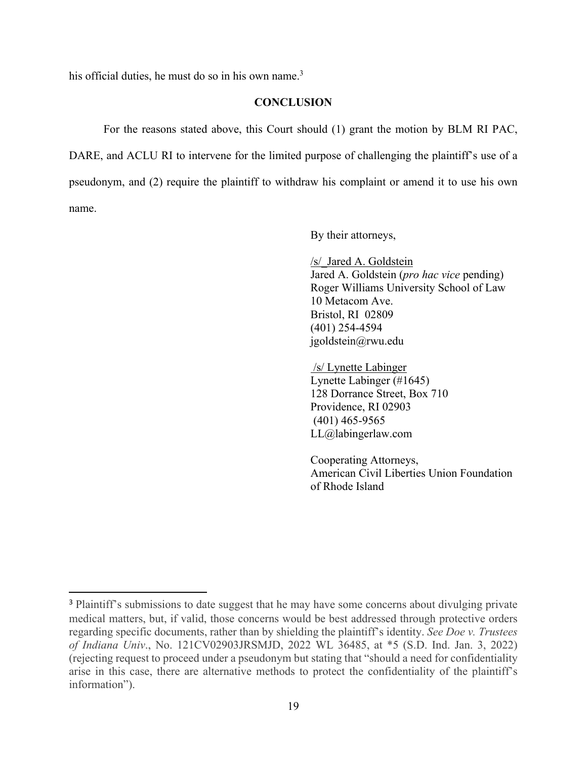his official duties, he must do so in his own name.[3]

## CONCLUSION

For the reasons stated above, this Court should (1) grant the motion by BLM RI PAC, DARE, and ACLU RI to intervene for the limited purpose of challenging the plaintiff's use of a pseudonym, and (2) require the plaintiff to withdraw his complaint or amend it to use his own name.

By their attorneys,

/s/_Jared A. Goldstein
Jared A. Goldstein (*pro hac vice* pending)
Roger Williams University School of Law
10 Metacom Ave.
Bristol, RI 02809
(401) 254-4594
jgoldstein@rwu.edu

/s/ Lynette Labinger
Lynette Labinger (#1645)
128 Dorrance Street, Box 710
Providence, RI 02903
(401) 465-9565
LL@labingerlaw.com

Cooperating Attorneys,
American Civil Liberties Union Foundation of Rhode Island

---

[3] Plaintiff's submissions to date suggest that he may have some concerns about divulging private medical matters, but, if valid, those concerns would be best addressed through protective orders regarding specific documents, rather than by shielding the plaintiff's identity. *See Doe v. Trustees of Indiana Univ*., No. 121CV02903JRSMJD, 2022 WL 36485, at *5 (S.D. Ind. Jan. 3, 2022) (rejecting request to proceed under a pseudonym but stating that "should a need for confidentiality arise in this case, there are alternative methods to protect the confidentiality of the plaintiff's information").